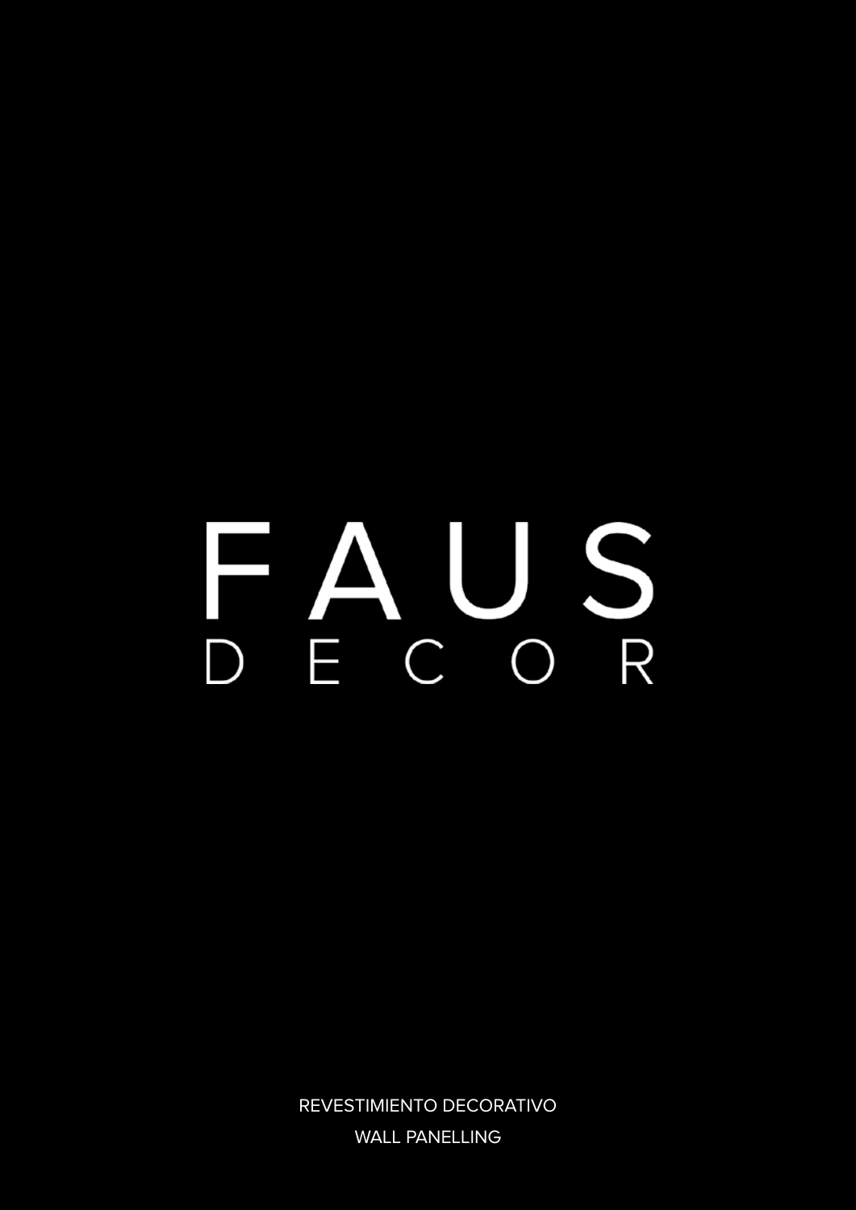# FAUS DECOR

REVESTIMIENTO DECORATIVO

WALL PANELLING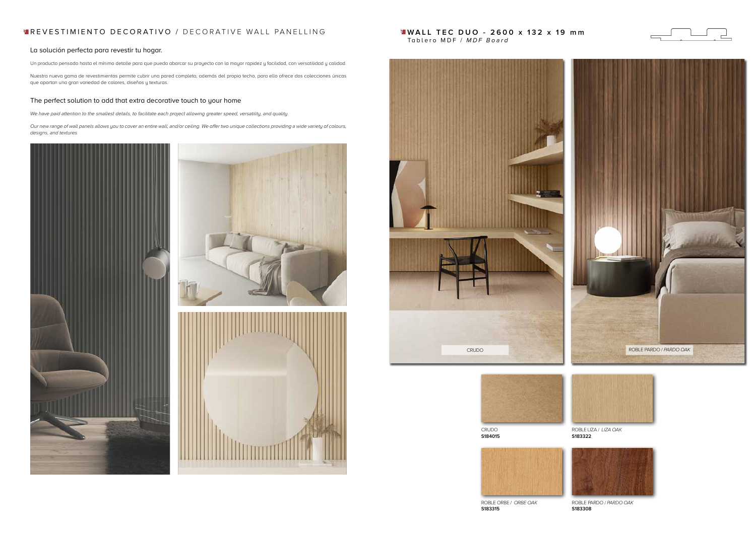## REVESTIMIENTO DECORATIVO / DECORATIVE WALL PANELLING

### La solución perfecta para revestir tu hogar.

Un producto pensado hasta el mínimo detalle para que pueda abarcar su proyecto con la mayor rapidez y facilidad, con versatilidad y calidad.

Nuestra nueva gama de revestimientos permite cubrir una pared completa, además del propio techo, para ello ofrece dos colecciones únicas que aportan una gran variedad de colores, diseños y texturas.

### The perfect solution to add that extra decorative touch to your home

*We have paid attention to the smallest details, to facilitate each project allowing greater speed, versatility, and quality.*

*Our new range of wall panels allows you to cover an entire wall, and/or ceiling. We offer two unique collections providing a wide variety of colours, designs, and textures.*

## WALL TEC DUO - 2600 x 132 x 19 mm

Tablero MDF / *MDF Board*

CRUDO

ROBLE PARDO / *PARDO OAK*

CRUDO
**S184015**

ROBLE LIZA / *LIZA OAK*
**S183322**

ROBLE ORBE / *ORBE OAK*
**S183315**

ROBLE PARDO / *PARDO OAK*
**S183308**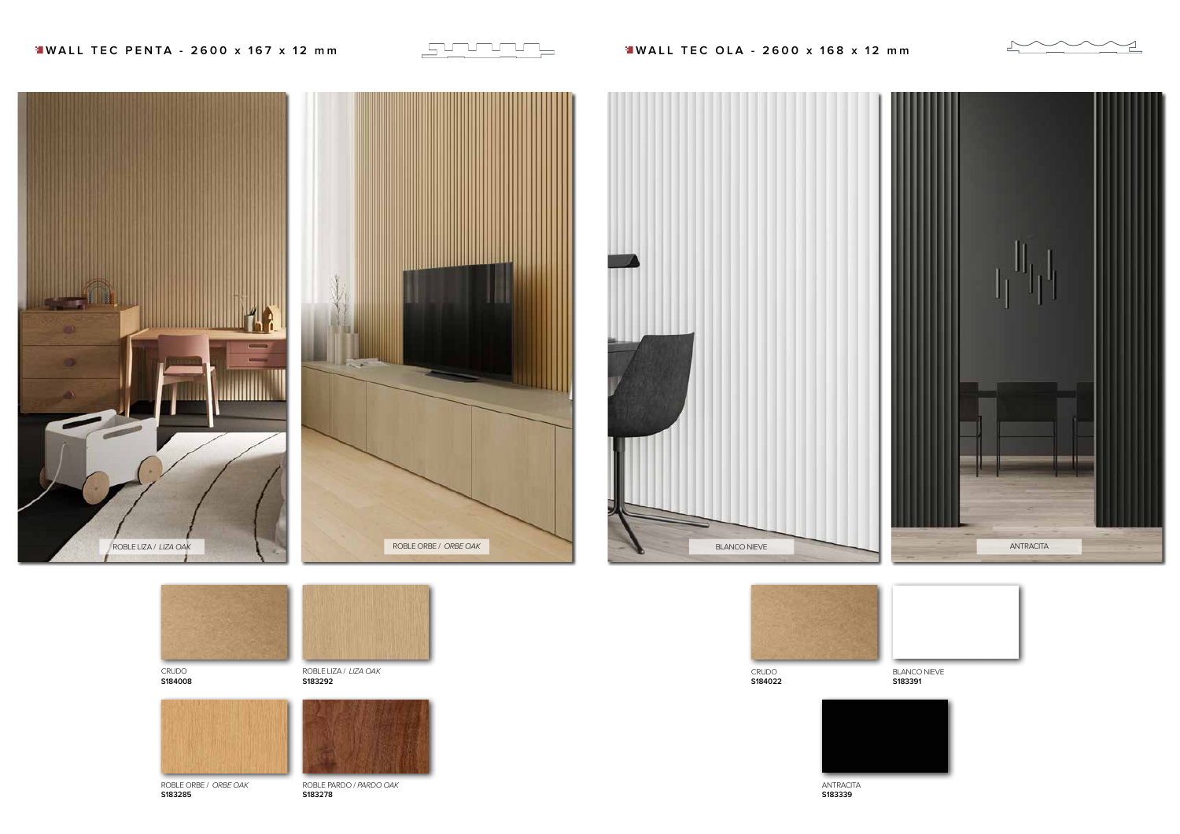## WALL TEC PENTA - 2600 x 167 x 12 mm

ROBLE LIZA / *LIZA OAK*

ROBLE ORBE / *ORBE OAK*

CRUDO
**S184008**

ROBLE LIZA / *LIZA OAK*
**S183292**

ROBLE ORBE / *ORBE OAK*
**S183285**

ROBLE PARDO / *PARDO OAK*
**S183278**

## WALL TEC OLA - 2600 x 168 x 12 mm

BLANCO NIEVE

ANTRACITA

CRUDO
**S184022**

BLANCO NIEVE
**S183391**

ANTRACITA
**S183339**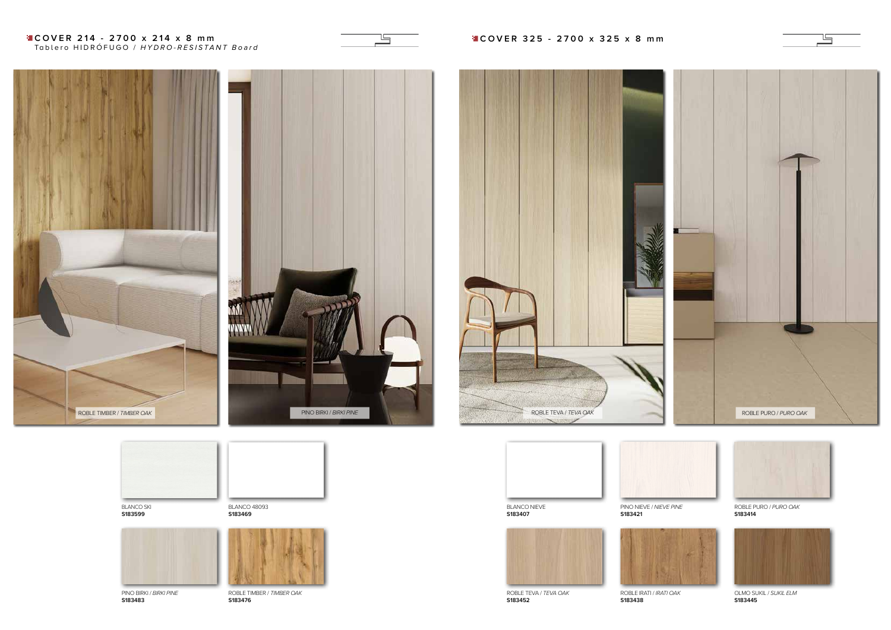## COVER 214 - 2700 x 214 x 8 mm

Tablero HIDRÓFUGO / *HYDRO-RESISTANT Board*

ROBLE TIMBER / *TIMBER OAK*

PINO BIRKI / *BIRKI PINE*

BLANCO SKI
**S183599**

BLANCO 48093
**S183469**

PINO BIRKI / *BIRKI PINE*
**S183483**

ROBLE TIMBER / *TIMBER OAK*
**S183476**

## COVER 325 - 2700 x 325 x 8 mm

ROBLE TEVA / *TEVA OAK*

ROBLE PURO / *PURO OAK*

BLANCO NIEVE
**S183407**

PINO NIEVE / *NIEVE PINE*
**S183421**

ROBLE PURO / *PURO OAK*
**S183414**

ROBLE TEVA / *TEVA OAK*
**S183452**

ROBLE IRATI / *IRATI OAK*
**S183438**

OLMO SUKIL / *SUKIL ELM*
**S183445**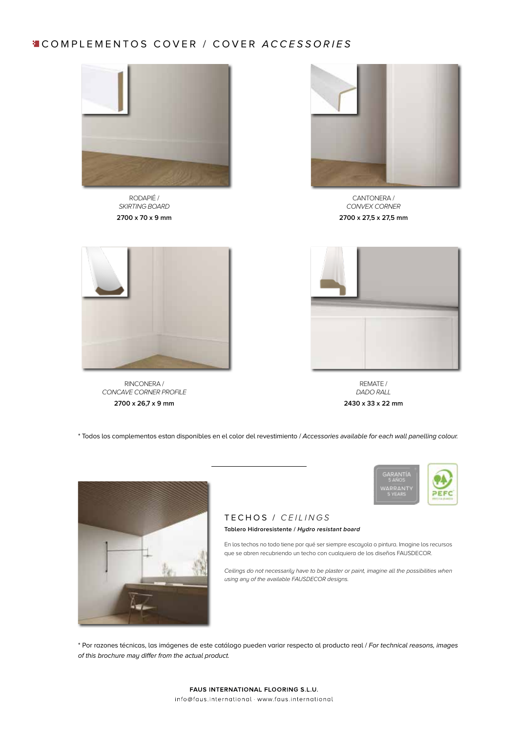# COMPLEMENTOS COVER / COVER *ACCESSORIES*

RODAPIÉ /
*SKIRTING BOARD*
**2700 x 70 x 9 mm**

CANTONERA /
*CONVEX CORNER*
**2700 x 27,5 x 27,5 mm**

RINCONERA /
*CONCAVE CORNER PROFILE*
**2700 x 26,7 x 9 mm**

REMATE /
*DADO RALL*
**2430 x 33 x 22 mm**

* Todos los complementos estan disponibles en el color del revestimiento / *Accessories available for each wall panelling colour.*

GARANTÍA 5 AÑOS
WARRANTY 5 YEARS

PEFC

## TECHOS / *CEILINGS*

**Tablero Hidroresistente / *Hydro resistant board***

En los techos no todo tiene por qué ser siempre escayola o pintura. Imagine los recursos que se abren recubriendo un techo con cualquiera de los diseños FAUSDECOR.

*Ceilings do not necessarily have to be plaster or paint, imagine all the possibilities when using any of the available FAUSDECOR designs.*

* Por razones técnicas, las imágenes de este catálogo pueden variar respecto al producto real / *For technical reasons, images of this brochure may differ from the actual product.*

**FAUS INTERNATIONAL FLOORING S.L.U.**
info@faus.international · www.faus.international